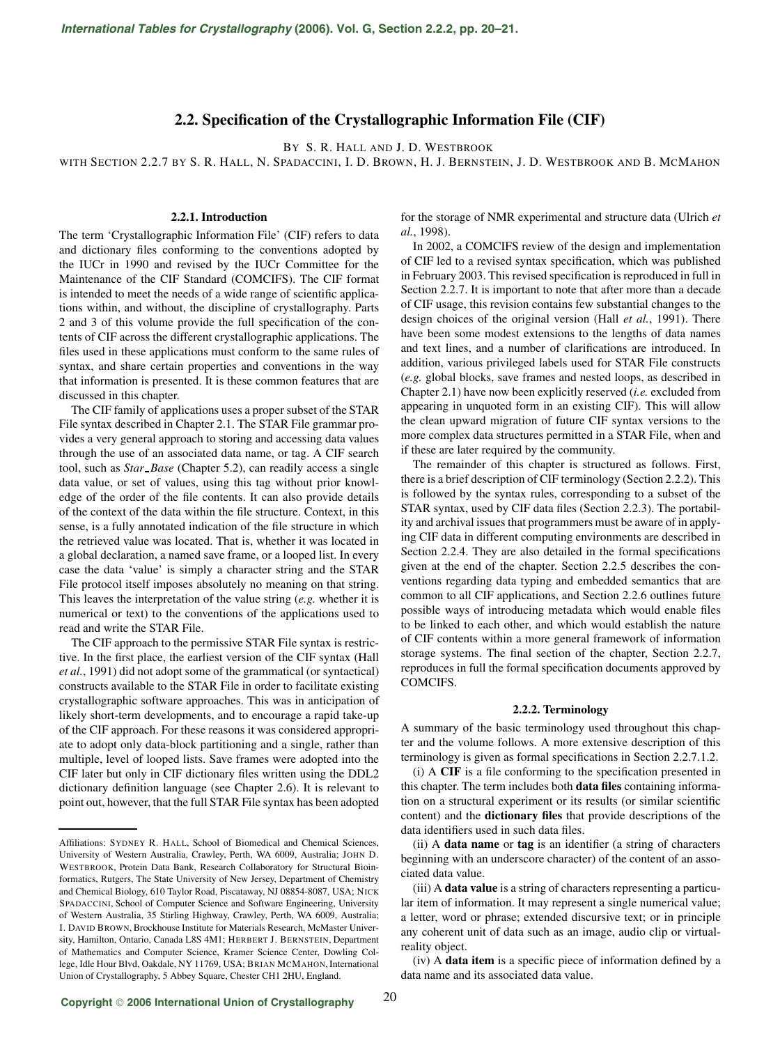# 2.2. Specification of the Crystallographic Information File (CIF)

BY S. R. HALL AND J. D. WESTBROOK

WITH SECTION 2.2.7 BY S. R. HALL, N. SPADACCINI, I. D. BROWN, H. J. BERNSTEIN, J. D. WESTBROOK AND B. MCMAHON

## 2.2.1. Introduction

The term 'Crystallographic Information File' (CIF) refers to data and dictionary files conforming to the conventions adopted by the IUCr in 1990 and revised by the IUCr Committee for the Maintenance of the CIF Standard (COMCIFS). The CIF format is intended to meet the needs of a wide range of scientific applications within, and without, the discipline of crystallography. Parts 2 and 3 of this volume provide the full specification of the contents of CIF across the different crystallographic applications. The files used in these applications must conform to the same rules of syntax, and share certain properties and conventions in the way that information is presented. It is these common features that are discussed in this chapter.

The CIF family of applications uses a proper subset of the STAR File syntax described in Chapter 2.1. The STAR File grammar provides a very general approach to storing and accessing data values through the use of an associated data name, or tag. A CIF search tool, such as *Star_Base* (Chapter 5.2), can readily access a single data value, or set of values, using this tag without prior knowledge of the order of the file contents. It can also provide details of the context of the data within the file structure. Context, in this sense, is a fully annotated indication of the file structure in which the retrieved value was located. That is, whether it was located in a global declaration, a named save frame, or a looped list. In every case the data 'value' is simply a character string and the STAR File protocol itself imposes absolutely no meaning on that string. This leaves the interpretation of the value string (*e.g.* whether it is numerical or text) to the conventions of the applications used to read and write the STAR File.

The CIF approach to the permissive STAR File syntax is restrictive. In the first place, the earliest version of the CIF syntax (Hall *et al.*, 1991) did not adopt some of the grammatical (or syntactical) constructs available to the STAR File in order to facilitate existing crystallographic software approaches. This was in anticipation of likely short-term developments, and to encourage a rapid take-up of the CIF approach. For these reasons it was considered appropriate to adopt only data-block partitioning and a single, rather than multiple, level of looped lists. Save frames were adopted into the CIF later but only in CIF dictionary files written using the DDL2 dictionary definition language (see Chapter 2.6). It is relevant to point out, however, that the full STAR File syntax has been adopted for the storage of NMR experimental and structure data (Ulrich *et al.*, 1998).

In 2002, a COMCIFS review of the design and implementation of CIF led to a revised syntax specification, which was published in February 2003. This revised specification is reproduced in full in Section 2.2.7. It is important to note that after more than a decade of CIF usage, this revision contains few substantial changes to the design choices of the original version (Hall *et al.*, 1991). There have been some modest extensions to the lengths of data names and text lines, and a number of clarifications are introduced. In addition, various privileged labels used for STAR File constructs (*e.g.* global blocks, save frames and nested loops, as described in Chapter 2.1) have now been explicitly reserved (*i.e.* excluded from appearing in unquoted form in an existing CIF). This will allow the clean upward migration of future CIF syntax versions to the more complex data structures permitted in a STAR File, when and if these are later required by the community.

The remainder of this chapter is structured as follows. First, there is a brief description of CIF terminology (Section 2.2.2). This is followed by the syntax rules, corresponding to a subset of the STAR syntax, used by CIF data files (Section 2.2.3). The portability and archival issues that programmers must be aware of in applying CIF data in different computing environments are described in Section 2.2.4. They are also detailed in the formal specifications given at the end of the chapter. Section 2.2.5 describes the conventions regarding data typing and embedded semantics that are common to all CIF applications, and Section 2.2.6 outlines future possible ways of introducing metadata which would enable files to be linked to each other, and which would establish the nature of CIF contents within a more general framework of information storage systems. The final section of the chapter, Section 2.2.7, reproduces in full the formal specification documents approved by COMCIFS.

## 2.2.2. Terminology

A summary of the basic terminology used throughout this chapter and the volume follows. A more extensive description of this terminology is given as formal specifications in Section 2.2.7.1.2.

(i) A **CIF** is a file conforming to the specification presented in this chapter. The term includes both **data files** containing information on a structural experiment or its results (or similar scientific content) and the **dictionary files** that provide descriptions of the data identifiers used in such data files.

(ii) A **data name** or **tag** is an identifier (a string of characters beginning with an underscore character) of the content of an associated data value.

(iii) A **data value** is a string of characters representing a particular item of information. It may represent a single numerical value; a letter, word or phrase; extended discursive text; or in principle any coherent unit of data such as an image, audio clip or virtual-reality object.

(iv) A **data item** is a specific piece of information defined by a data name and its associated data value.

---

Affiliations: SYDNEY R. HALL, School of Biomedical and Chemical Sciences, University of Western Australia, Crawley, Perth, WA 6009, Australia; JOHN D. WESTBROOK, Protein Data Bank, Research Collaboratory for Structural Bioinformatics, Rutgers, The State University of New Jersey, Department of Chemistry and Chemical Biology, 610 Taylor Road, Piscataway, NJ 08854-8087, USA; NICK SPADACCINI, School of Computer Science and Software Engineering, University of Western Australia, 35 Stirling Highway, Crawley, Perth, WA 6009, Australia; I. DAVID BROWN, Brockhouse Institute for Materials Research, McMaster University, Hamilton, Ontario, Canada L8S 4M1; HERBERT J. BERNSTEIN, Department of Mathematics and Computer Science, Kramer Science Center, Dowling College, Idle Hour Blvd, Oakdale, NY 11769, USA; BRIAN MCMAHON, International Union of Crystallography, 5 Abbey Square, Chester CH1 2HU, England.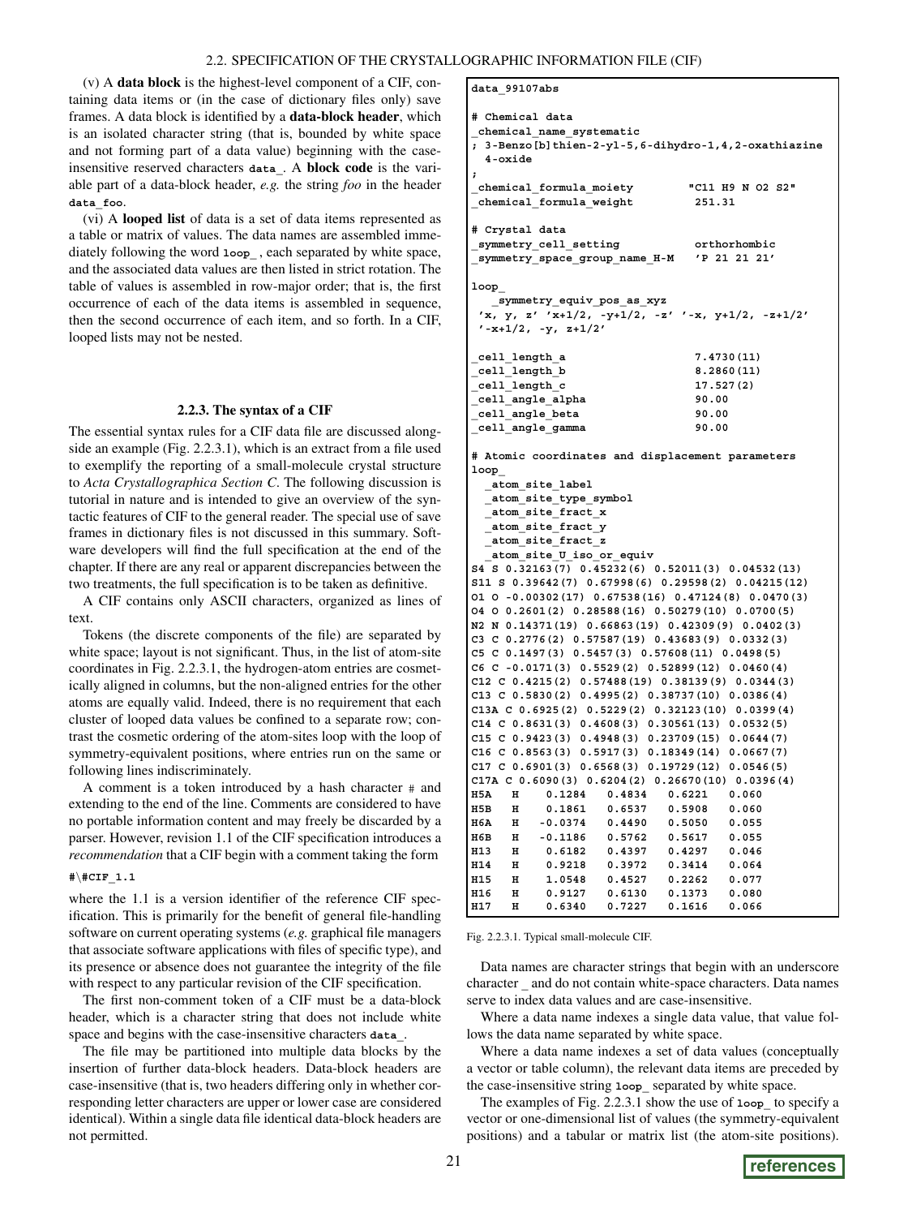(v) A **data block** is the highest-level component of a CIF, containing data items or (in the case of dictionary files only) save frames. A data block is identified by a **data-block header**, which is an isolated character string (that is, bounded by white space and not forming part of a data value) beginning with the case-insensitive reserved characters `data_`. A **block code** is the variable part of a data-block header, *e.g.* the string *foo* in the header `data_foo`.

(vi) A **looped list** of data is a set of data items represented as a table or matrix of values. The data names are assembled immediately following the word `loop_`, each separated by white space, and the associated data values are then listed in strict rotation. The table of values is assembled in row-major order; that is, the first occurrence of each of the data items is assembled in sequence, then the second occurrence of each item, and so forth. In a CIF, looped lists may not be nested.

### 2.2.3. The syntax of a CIF

The essential syntax rules for a CIF data file are discussed alongside an example (Fig. 2.2.3.1), which is an extract from a file used to exemplify the reporting of a small-molecule crystal structure to *Acta Crystallographica Section C*. The following discussion is tutorial in nature and is intended to give an overview of the syntactic features of CIF to the general reader. The special use of save frames in dictionary files is not discussed in this summary. Software developers will find the full specification at the end of the chapter. If there are any real or apparent discrepancies between the two treatments, the full specification is to be taken as definitive.

A CIF contains only ASCII characters, organized as lines of text.

Tokens (the discrete components of the file) are separated by white space; layout is not significant. Thus, in the list of atom-site coordinates in Fig. 2.2.3.1, the hydrogen-atom entries are cosmetically aligned in columns, but the non-aligned entries for the other atoms are equally valid. Indeed, there is no requirement that each cluster of looped data values be confined to a separate row; contrast the cosmetic ordering of the atom-sites loop with the loop of symmetry-equivalent positions, where entries run on the same or following lines indiscriminately.

A comment is a token introduced by a hash character `#` and extending to the end of the line. Comments are considered to have no portable information content and may freely be discarded by a parser. However, revision 1.1 of the CIF specification introduces a *recommendation* that a CIF begin with a comment taking the form

```
#\#CIF_1.1
```

where the 1.1 is a version identifier of the reference CIF specification. This is primarily for the benefit of general file-handling software on current operating systems (*e.g.* graphical file managers that associate software applications with files of specific type), and its presence or absence does not guarantee the integrity of the file with respect to any particular revision of the CIF specification.

The first non-comment token of a CIF must be a data-block header, which is a character string that does not include white space and begins with the case-insensitive characters `data_`.

The file may be partitioned into multiple data blocks by the insertion of further data-block headers. Data-block headers are case-insensitive (that is, two headers differing only in whether corresponding letter characters are upper or lower case are considered identical). Within a single data file identical data-block headers are not permitted.

```
data_99107abs

# Chemical data
_chemical_name_systematic
; 3-Benzo[b]thien-2-yl-5,6-dihydro-1,4,2-oxathiazine
  4-oxide
;
_chemical_formula_moiety        "C11 H9 N O2 S2"
_chemical_formula_weight         251.31

# Crystal data
_symmetry_cell_setting           orthorhombic
_symmetry_space_group_name_H-M   'P 21 21 21'

loop_
   _symmetry_equiv_pos_as_xyz
 'x, y, z' 'x+1/2, -y+1/2, -z' '-x, y+1/2, -z+1/2'
 '-x+1/2, -y, z+1/2'

_cell_length_a                   7.4730(11)
_cell_length_b                   8.2860(11)
_cell_length_c                   17.527(2)
_cell_angle_alpha                90.00
_cell_angle_beta                 90.00
_cell_angle_gamma                90.00

# Atomic coordinates and displacement parameters
loop_
  _atom_site_label
  _atom_site_type_symbol
  _atom_site_fract_x
  _atom_site_fract_y
  _atom_site_fract_z
  _atom_site_U_iso_or_equiv
S4 S 0.32163(7) 0.45232(6) 0.52011(3) 0.04532(13)
S11 S 0.39642(7) 0.67998(6) 0.29598(2) 0.04215(12)
O1 O -0.00302(17) 0.67538(16) 0.47124(8) 0.0470(3)
O4 O 0.2601(2) 0.28588(16) 0.50279(10) 0.0700(5)
N2 N 0.14371(19) 0.66863(19) 0.42309(9) 0.0402(3)
C3 C 0.2776(2) 0.57587(19) 0.43683(9) 0.0332(3)
C5 C 0.1497(3) 0.5457(3) 0.57608(11) 0.0498(5)
C6 C -0.0171(3) 0.5529(2) 0.52899(12) 0.0460(4)
C12 C 0.4215(2) 0.57488(19) 0.38139(9) 0.0344(3)
C13 C 0.5830(2) 0.4995(2) 0.38737(10) 0.0386(4)
C13A C 0.6925(2) 0.5229(2) 0.32123(10) 0.0399(4)
C14 C 0.8631(3) 0.4608(3) 0.30561(13) 0.0532(5)
C15 C 0.9423(3) 0.4948(3) 0.23709(15) 0.0644(7)
C16 C 0.8563(3) 0.5917(3) 0.18349(14) 0.0667(7)
C17 C 0.6901(3) 0.6568(3) 0.19729(12) 0.0546(5)
C17A C 0.6090(3) 0.6204(2) 0.26670(10) 0.0396(4)
H5A   H    0.1284    0.4834    0.6221    0.060
H5B   H    0.1861    0.6537    0.5908    0.060
H6A   H   -0.0374    0.4490    0.5050    0.055
H6B   H   -0.1186    0.5762    0.5617    0.055
H13   H    0.6182    0.4397    0.4297    0.046
H14   H    0.9218    0.3972    0.3414    0.064
H15   H    1.0548    0.4527    0.2262    0.077
H16   H    0.9127    0.6130    0.1373    0.080
H17   H    0.6340    0.7227    0.1616    0.066
```

Fig. 2.2.3.1. Typical small-molecule CIF.

Data names are character strings that begin with an underscore character _ and do not contain white-space characters. Data names serve to index data values and are case-insensitive.

Where a data name indexes a single data value, that value follows the data name separated by white space.

Where a data name indexes a set of data values (conceptually a vector or table column), the relevant data items are preceded by the case-insensitive string `loop_` separated by white space.

The examples of Fig. 2.2.3.1 show the use of `loop_` to specify a vector or one-dimensional list of values (the symmetry-equivalent positions) and a tabular or matrix list (the atom-site positions).